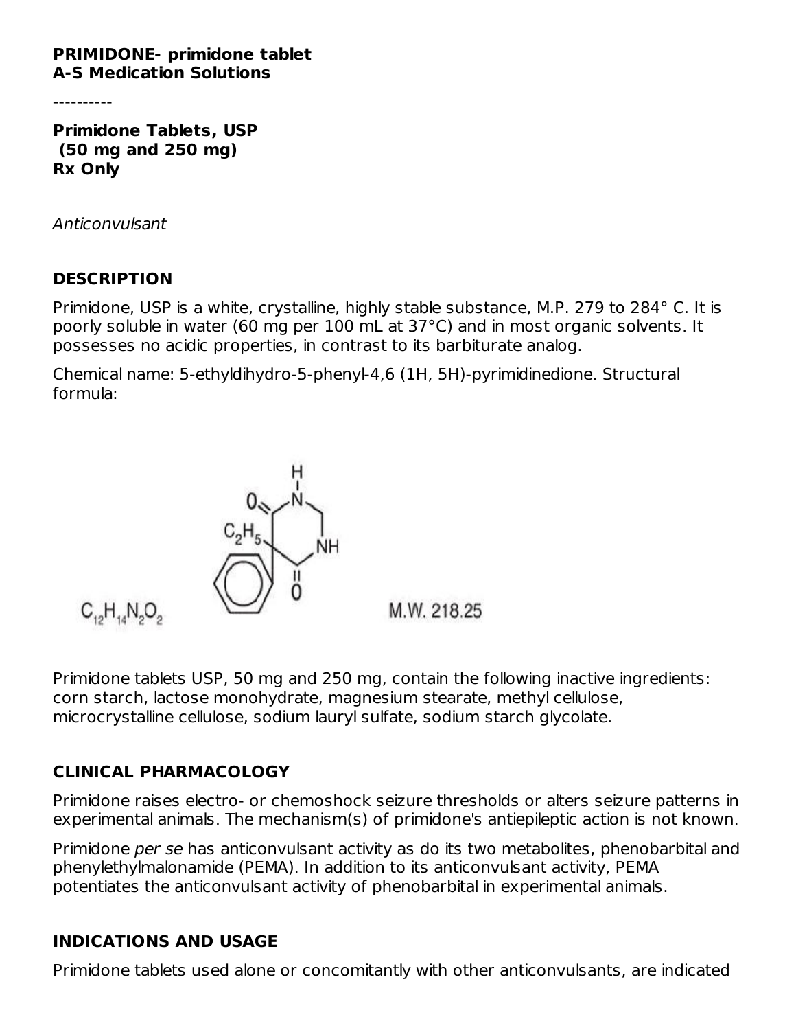**PRIMIDONE- primidone tablet**
**A-S Medication Solutions**

----------

**Primidone Tablets, USP**
**(50 mg and 250 mg)**
**Rx Only**

*Anticonvulsant*

## DESCRIPTION

Primidone, USP is a white, crystalline, highly stable substance, M.P. 279 to 284° C. It is poorly soluble in water (60 mg per 100 mL at 37°C) and in most organic solvents. It possesses no acidic properties, in contrast to its barbiturate analog.

Chemical name: 5-ethyldihydro-5-phenyl-4,6 (1H, 5H)-pyrimidinedione. Structural formula:

$C_{12}H_{14}N_2O_2$ M.W. 218.25

Primidone tablets USP, 50 mg and 250 mg, contain the following inactive ingredients: corn starch, lactose monohydrate, magnesium stearate, methyl cellulose, microcrystalline cellulose, sodium lauryl sulfate, sodium starch glycolate.

## CLINICAL PHARMACOLOGY

Primidone raises electro- or chemoshock seizure thresholds or alters seizure patterns in experimental animals. The mechanism(s) of primidone's antiepileptic action is not known.

Primidone *per se* has anticonvulsant activity as do its two metabolites, phenobarbital and phenylethylmalonamide (PEMA). In addition to its anticonvulsant activity, PEMA potentiates the anticonvulsant activity of phenobarbital in experimental animals.

## INDICATIONS AND USAGE

Primidone tablets used alone or concomitantly with other anticonvulsants, are indicated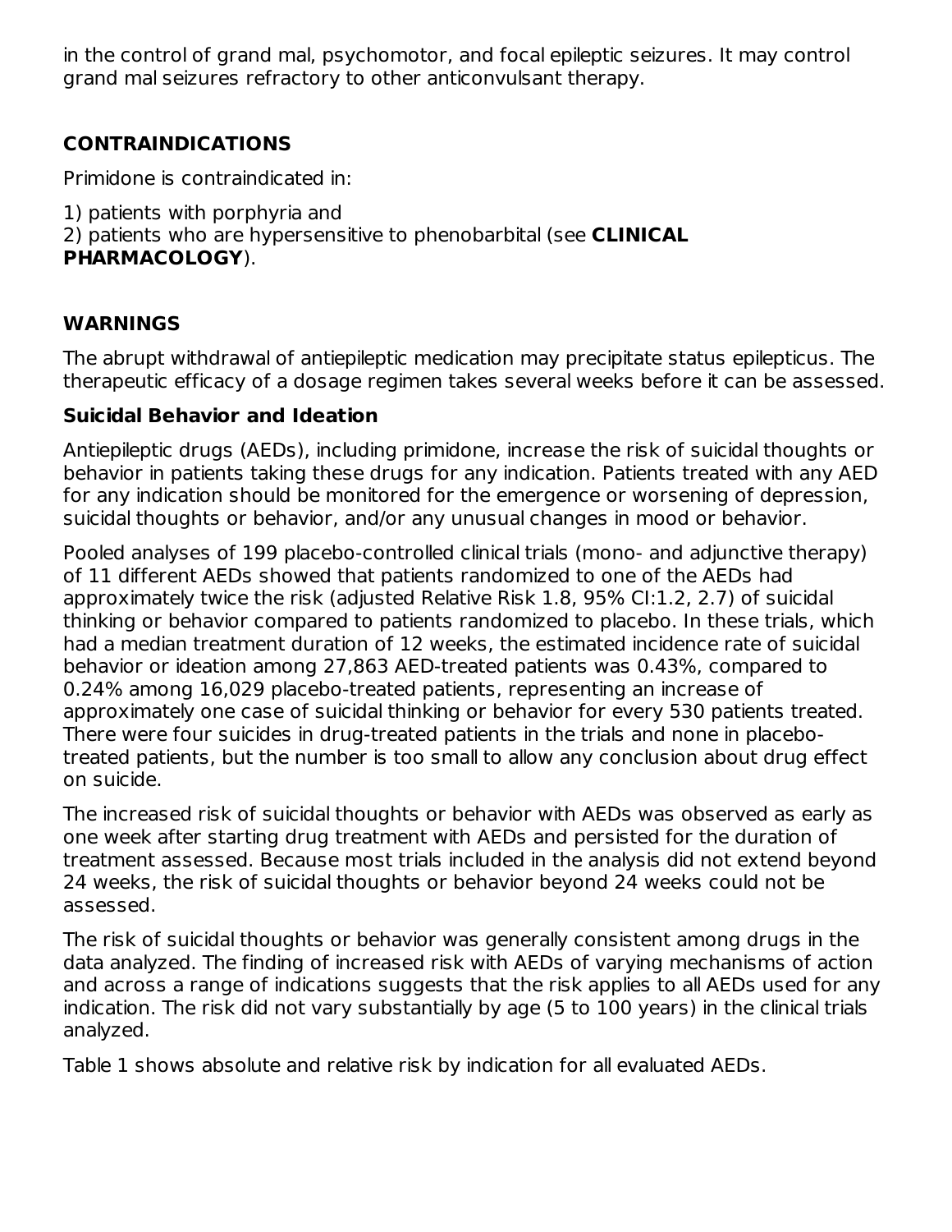in the control of grand mal, psychomotor, and focal epileptic seizures. It may control grand mal seizures refractory to other anticonvulsant therapy.

## CONTRAINDICATIONS

Primidone is contraindicated in:

1) patients with porphyria and
2) patients who are hypersensitive to phenobarbital (see **CLINICAL PHARMACOLOGY**).

## WARNINGS

The abrupt withdrawal of antiepileptic medication may precipitate status epilepticus. The therapeutic efficacy of a dosage regimen takes several weeks before it can be assessed.

### Suicidal Behavior and Ideation

Antiepileptic drugs (AEDs), including primidone, increase the risk of suicidal thoughts or behavior in patients taking these drugs for any indication. Patients treated with any AED for any indication should be monitored for the emergence or worsening of depression, suicidal thoughts or behavior, and/or any unusual changes in mood or behavior.

Pooled analyses of 199 placebo-controlled clinical trials (mono- and adjunctive therapy) of 11 different AEDs showed that patients randomized to one of the AEDs had approximately twice the risk (adjusted Relative Risk 1.8, 95% CI:1.2, 2.7) of suicidal thinking or behavior compared to patients randomized to placebo. In these trials, which had a median treatment duration of 12 weeks, the estimated incidence rate of suicidal behavior or ideation among 27,863 AED-treated patients was 0.43%, compared to 0.24% among 16,029 placebo-treated patients, representing an increase of approximately one case of suicidal thinking or behavior for every 530 patients treated. There were four suicides in drug-treated patients in the trials and none in placebo-treated patients, but the number is too small to allow any conclusion about drug effect on suicide.

The increased risk of suicidal thoughts or behavior with AEDs was observed as early as one week after starting drug treatment with AEDs and persisted for the duration of treatment assessed. Because most trials included in the analysis did not extend beyond 24 weeks, the risk of suicidal thoughts or behavior beyond 24 weeks could not be assessed.

The risk of suicidal thoughts or behavior was generally consistent among drugs in the data analyzed. The finding of increased risk with AEDs of varying mechanisms of action and across a range of indications suggests that the risk applies to all AEDs used for any indication. The risk did not vary substantially by age (5 to 100 years) in the clinical trials analyzed.

Table 1 shows absolute and relative risk by indication for all evaluated AEDs.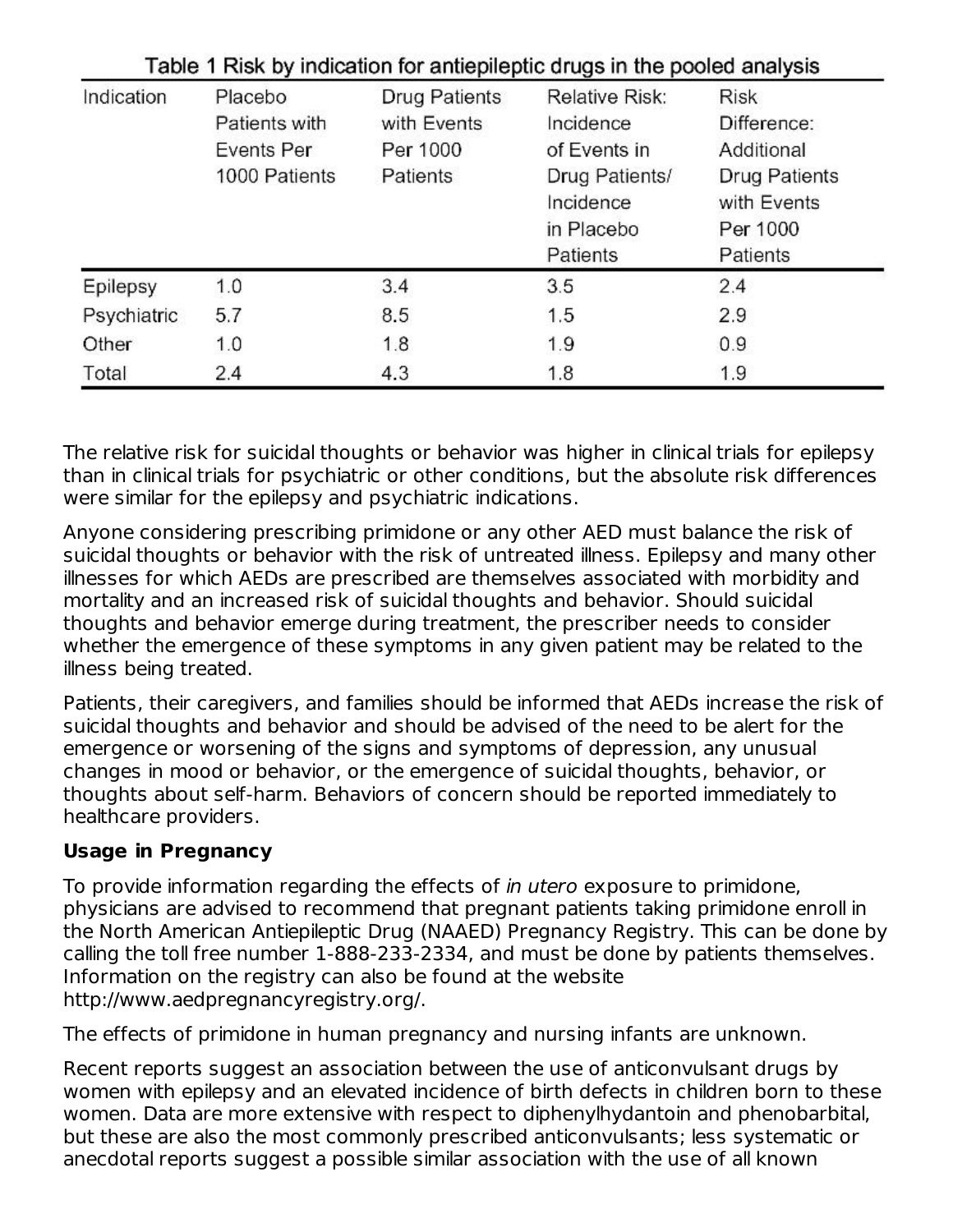Table 1 Risk by indication for antiepileptic drugs in the pooled analysis

| Indication | Placebo Patients with Events Per 1000 Patients | Drug Patients with Events Per 1000 Patients | Relative Risk: Incidence of Events in Drug Patients/ Incidence in Placebo Patients | Risk Difference: Additional Drug Patients with Events Per 1000 Patients |
|---|---|---|---|---|
| Epilepsy | 1.0 | 3.4 | 3.5 | 2.4 |
| Psychiatric | 5.7 | 8.5 | 1.5 | 2.9 |
| Other | 1.0 | 1.8 | 1.9 | 0.9 |
| Total | 2.4 | 4.3 | 1.8 | 1.9 |

The relative risk for suicidal thoughts or behavior was higher in clinical trials for epilepsy than in clinical trials for psychiatric or other conditions, but the absolute risk differences were similar for the epilepsy and psychiatric indications.

Anyone considering prescribing primidone or any other AED must balance the risk of suicidal thoughts or behavior with the risk of untreated illness. Epilepsy and many other illnesses for which AEDs are prescribed are themselves associated with morbidity and mortality and an increased risk of suicidal thoughts and behavior. Should suicidal thoughts and behavior emerge during treatment, the prescriber needs to consider whether the emergence of these symptoms in any given patient may be related to the illness being treated.

Patients, their caregivers, and families should be informed that AEDs increase the risk of suicidal thoughts and behavior and should be advised of the need to be alert for the emergence or worsening of the signs and symptoms of depression, any unusual changes in mood or behavior, or the emergence of suicidal thoughts, behavior, or thoughts about self-harm. Behaviors of concern should be reported immediately to healthcare providers.

**Usage in Pregnancy**

To provide information regarding the effects of *in utero* exposure to primidone, physicians are advised to recommend that pregnant patients taking primidone enroll in the North American Antiepileptic Drug (NAAED) Pregnancy Registry. This can be done by calling the toll free number 1-888-233-2334, and must be done by patients themselves. Information on the registry can also be found at the website http://www.aedpregnancyregistry.org/.

The effects of primidone in human pregnancy and nursing infants are unknown.

Recent reports suggest an association between the use of anticonvulsant drugs by women with epilepsy and an elevated incidence of birth defects in children born to these women. Data are more extensive with respect to diphenylhydantoin and phenobarbital, but these are also the most commonly prescribed anticonvulsants; less systematic or anecdotal reports suggest a possible similar association with the use of all known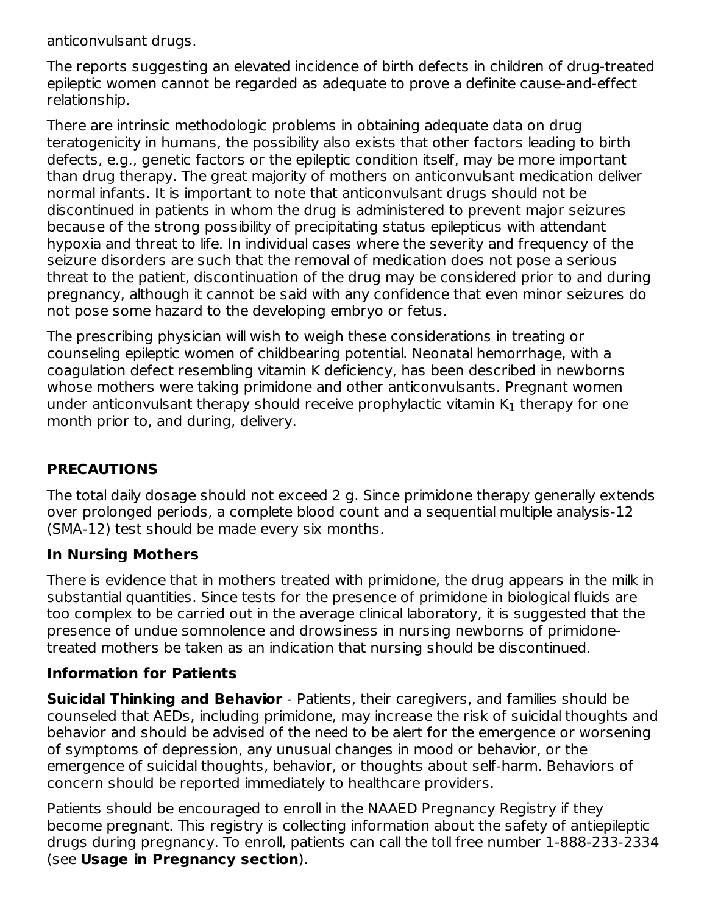anticonvulsant drugs.

The reports suggesting an elevated incidence of birth defects in children of drug-treated epileptic women cannot be regarded as adequate to prove a definite cause-and-effect relationship.

There are intrinsic methodologic problems in obtaining adequate data on drug teratogenicity in humans, the possibility also exists that other factors leading to birth defects, e.g., genetic factors or the epileptic condition itself, may be more important than drug therapy. The great majority of mothers on anticonvulsant medication deliver normal infants. It is important to note that anticonvulsant drugs should not be discontinued in patients in whom the drug is administered to prevent major seizures because of the strong possibility of precipitating status epilepticus with attendant hypoxia and threat to life. In individual cases where the severity and frequency of the seizure disorders are such that the removal of medication does not pose a serious threat to the patient, discontinuation of the drug may be considered prior to and during pregnancy, although it cannot be said with any confidence that even minor seizures do not pose some hazard to the developing embryo or fetus.

The prescribing physician will wish to weigh these considerations in treating or counseling epileptic women of childbearing potential. Neonatal hemorrhage, with a coagulation defect resembling vitamin K deficiency, has been described in newborns whose mothers were taking primidone and other anticonvulsants. Pregnant women under anticonvulsant therapy should receive prophylactic vitamin $K_1$ therapy for one month prior to, and during, delivery.

## PRECAUTIONS

The total daily dosage should not exceed 2 g. Since primidone therapy generally extends over prolonged periods, a complete blood count and a sequential multiple analysis-12 (SMA-12) test should be made every six months.

### In Nursing Mothers

There is evidence that in mothers treated with primidone, the drug appears in the milk in substantial quantities. Since tests for the presence of primidone in biological fluids are too complex to be carried out in the average clinical laboratory, it is suggested that the presence of undue somnolence and drowsiness in nursing newborns of primidone-treated mothers be taken as an indication that nursing should be discontinued.

### Information for Patients

**Suicidal Thinking and Behavior** - Patients, their caregivers, and families should be counseled that AEDs, including primidone, may increase the risk of suicidal thoughts and behavior and should be advised of the need to be alert for the emergence or worsening of symptoms of depression, any unusual changes in mood or behavior, or the emergence of suicidal thoughts, behavior, or thoughts about self-harm. Behaviors of concern should be reported immediately to healthcare providers.

Patients should be encouraged to enroll in the NAAED Pregnancy Registry if they become pregnant. This registry is collecting information about the safety of antiepileptic drugs during pregnancy. To enroll, patients can call the toll free number 1-888-233-2334 (see **Usage in Pregnancy section**).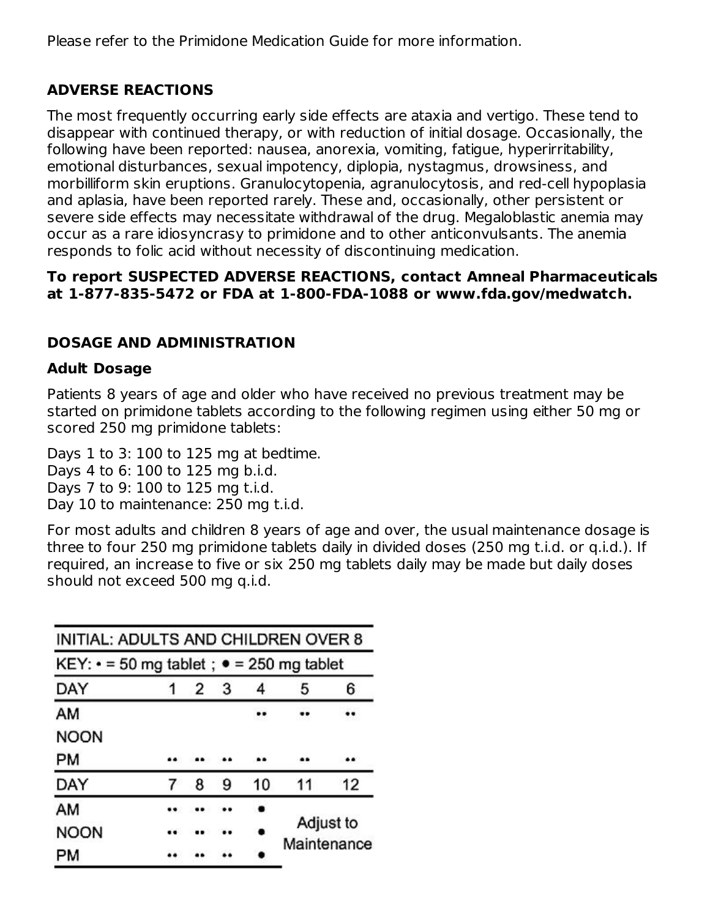Please refer to the Primidone Medication Guide for more information.

## ADVERSE REACTIONS

The most frequently occurring early side effects are ataxia and vertigo. These tend to disappear with continued therapy, or with reduction of initial dosage. Occasionally, the following have been reported: nausea, anorexia, vomiting, fatigue, hyperirritability, emotional disturbances, sexual impotency, diplopia, nystagmus, drowsiness, and morbilliform skin eruptions. Granulocytopenia, agranulocytosis, and red-cell hypoplasia and aplasia, have been reported rarely. These and, occasionally, other persistent or severe side effects may necessitate withdrawal of the drug. Megaloblastic anemia may occur as a rare idiosyncrasy to primidone and to other anticonvulsants. The anemia responds to folic acid without necessity of discontinuing medication.

**To report SUSPECTED ADVERSE REACTIONS, contact Amneal Pharmaceuticals at 1-877-835-5472 or FDA at 1-800-FDA-1088 or www.fda.gov/medwatch.**

## DOSAGE AND ADMINISTRATION

### Adult Dosage

Patients 8 years of age and older who have received no previous treatment may be started on primidone tablets according to the following regimen using either 50 mg or scored 250 mg primidone tablets:

Days 1 to 3: 100 to 125 mg at bedtime.
Days 4 to 6: 100 to 125 mg b.i.d.
Days 7 to 9: 100 to 125 mg t.i.d.
Day 10 to maintenance: 250 mg t.i.d.

For most adults and children 8 years of age and over, the usual maintenance dosage is three to four 250 mg primidone tablets daily in divided doses (250 mg t.i.d. or q.i.d.). If required, an increase to five or six 250 mg tablets daily may be made but daily doses should not exceed 500 mg q.i.d.

| INITIAL: ADULTS AND CHILDREN OVER 8 | | | | | | |
|---|---|---|---|---|---|---|
| KEY: • = 50 mg tablet ; ● = 250 mg tablet | | | | | | |
| DAY | 1 | 2 | 3 | 4 | 5 | 6 |
| AM | | | | •• | •• | •• |
| NOON | | | | | | |
| PM | •• | •• | •• | •• | •• | •• |
| DAY | 7 | 8 | 9 | 10 | 11 | 12 |
| AM | •• | •• | •• | ● | Adjust to Maintenance | |
| NOON | •• | •• | •• | ● | | |
| PM | •• | •• | •• | ● | | |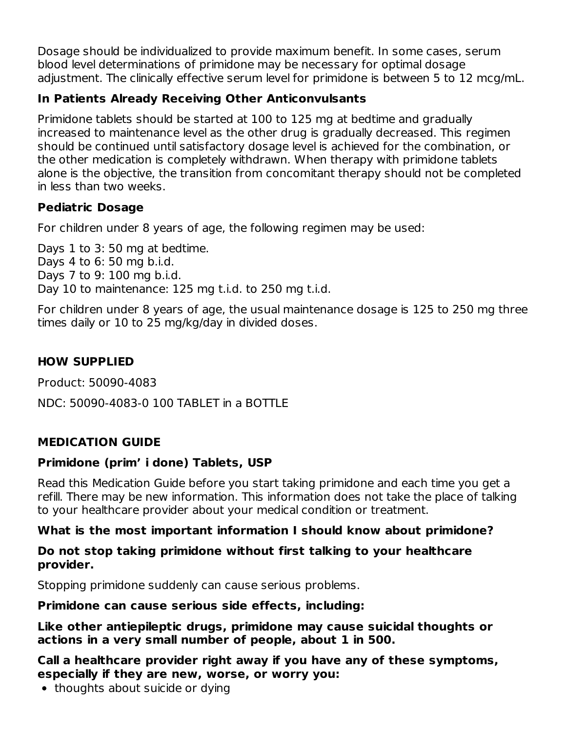Dosage should be individualized to provide maximum benefit. In some cases, serum blood level determinations of primidone may be necessary for optimal dosage adjustment. The clinically effective serum level for primidone is between 5 to 12 mcg/mL.

### In Patients Already Receiving Other Anticonvulsants

Primidone tablets should be started at 100 to 125 mg at bedtime and gradually increased to maintenance level as the other drug is gradually decreased. This regimen should be continued until satisfactory dosage level is achieved for the combination, or the other medication is completely withdrawn. When therapy with primidone tablets alone is the objective, the transition from concomitant therapy should not be completed in less than two weeks.

### Pediatric Dosage

For children under 8 years of age, the following regimen may be used:

Days 1 to 3: 50 mg at bedtime.
Days 4 to 6: 50 mg b.i.d.
Days 7 to 9: 100 mg b.i.d.
Day 10 to maintenance: 125 mg t.i.d. to 250 mg t.i.d.

For children under 8 years of age, the usual maintenance dosage is 125 to 250 mg three times daily or 10 to 25 mg/kg/day in divided doses.

## HOW SUPPLIED

Product: 50090-4083

NDC: 50090-4083-0 100 TABLET in a BOTTLE

## MEDICATION GUIDE

### Primidone (prim' i done) Tablets, USP

Read this Medication Guide before you start taking primidone and each time you get a refill. There may be new information. This information does not take the place of talking to your healthcare provider about your medical condition or treatment.

**What is the most important information I should know about primidone?**

**Do not stop taking primidone without first talking to your healthcare provider.**

Stopping primidone suddenly can cause serious problems.

**Primidone can cause serious side effects, including:**

**Like other antiepileptic drugs, primidone may cause suicidal thoughts or actions in a very small number of people, about 1 in 500.**

**Call a healthcare provider right away if you have any of these symptoms, especially if they are new, worse, or worry you:**

- thoughts about suicide or dying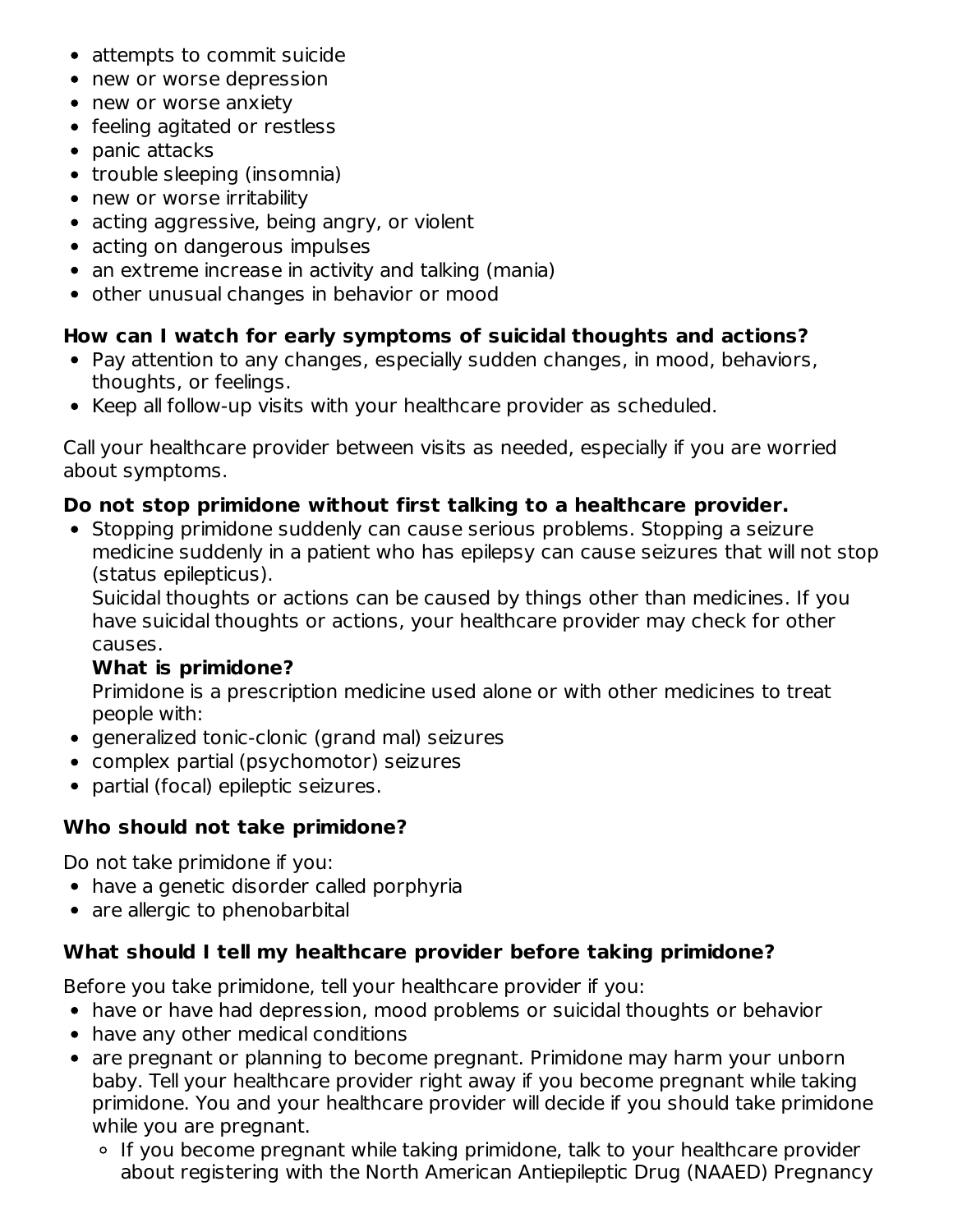- attempts to commit suicide
- new or worse depression
- new or worse anxiety
- feeling agitated or restless
- panic attacks
- trouble sleeping (insomnia)
- new or worse irritability
- acting aggressive, being angry, or violent
- acting on dangerous impulses
- an extreme increase in activity and talking (mania)
- other unusual changes in behavior or mood

**How can I watch for early symptoms of suicidal thoughts and actions?**

- Pay attention to any changes, especially sudden changes, in mood, behaviors, thoughts, or feelings.
- Keep all follow-up visits with your healthcare provider as scheduled.

Call your healthcare provider between visits as needed, especially if you are worried about symptoms.

**Do not stop primidone without first talking to a healthcare provider.**

- Stopping primidone suddenly can cause serious problems. Stopping a seizure medicine suddenly in a patient who has epilepsy can cause seizures that will not stop (status epilepticus).

  Suicidal thoughts or actions can be caused by things other than medicines. If you have suicidal thoughts or actions, your healthcare provider may check for other causes.

  **What is primidone?**

  Primidone is a prescription medicine used alone or with other medicines to treat people with:
- generalized tonic-clonic (grand mal) seizures
- complex partial (psychomotor) seizures
- partial (focal) epileptic seizures.

**Who should not take primidone?**

Do not take primidone if you:

- have a genetic disorder called porphyria
- are allergic to phenobarbital

**What should I tell my healthcare provider before taking primidone?**

Before you take primidone, tell your healthcare provider if you:

- have or have had depression, mood problems or suicidal thoughts or behavior
- have any other medical conditions
- are pregnant or planning to become pregnant. Primidone may harm your unborn baby. Tell your healthcare provider right away if you become pregnant while taking primidone. You and your healthcare provider will decide if you should take primidone while you are pregnant.
  - If you become pregnant while taking primidone, talk to your healthcare provider about registering with the North American Antiepileptic Drug (NAAED) Pregnancy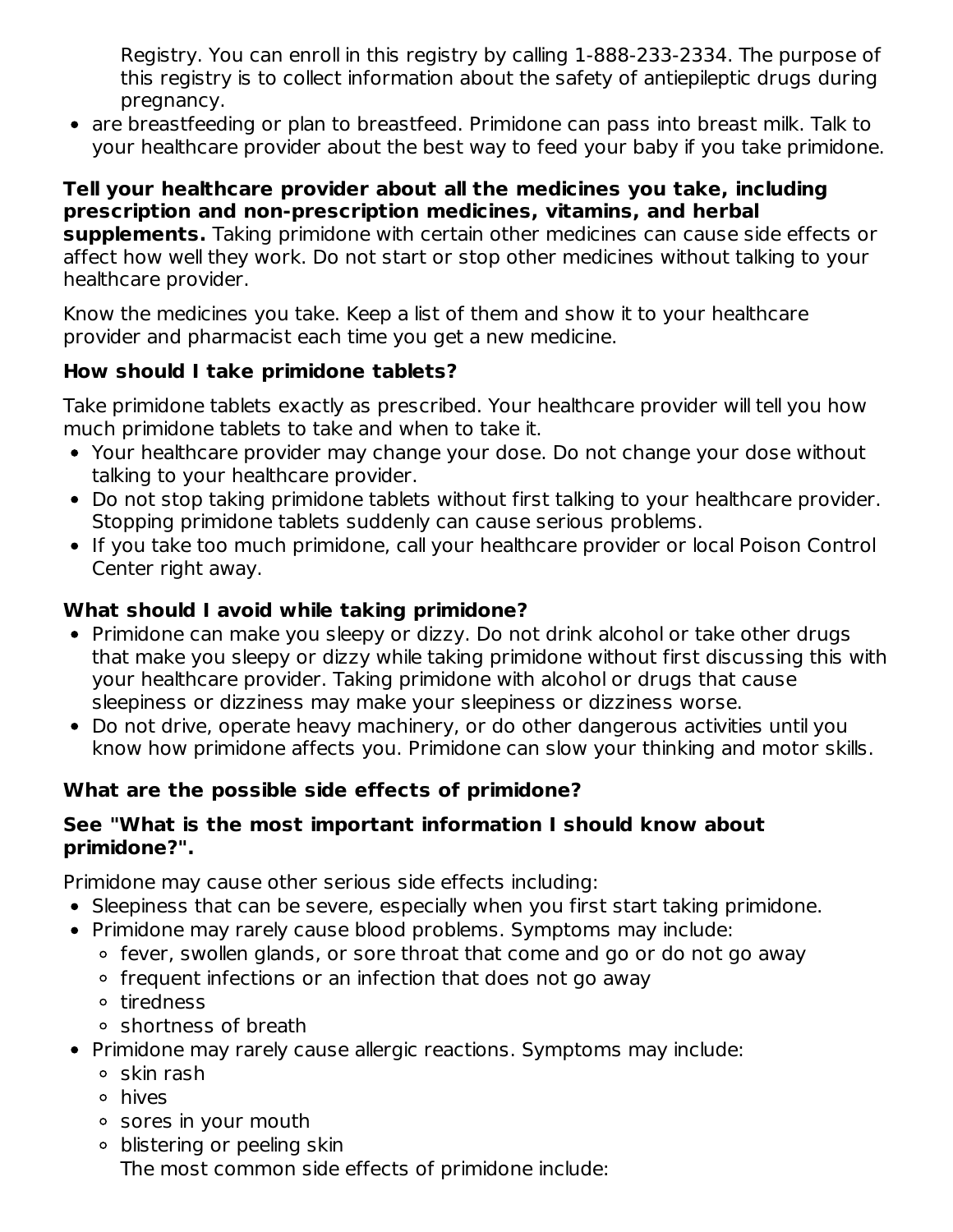Registry. You can enroll in this registry by calling 1-888-233-2334. The purpose of this registry is to collect information about the safety of antiepileptic drugs during pregnancy.

- are breastfeeding or plan to breastfeed. Primidone can pass into breast milk. Talk to your healthcare provider about the best way to feed your baby if you take primidone.

**Tell your healthcare provider about all the medicines you take, including prescription and non-prescription medicines, vitamins, and herbal supplements.** Taking primidone with certain other medicines can cause side effects or affect how well they work. Do not start or stop other medicines without talking to your healthcare provider.

Know the medicines you take. Keep a list of them and show it to your healthcare provider and pharmacist each time you get a new medicine.

**How should I take primidone tablets?**

Take primidone tablets exactly as prescribed. Your healthcare provider will tell you how much primidone tablets to take and when to take it.

- Your healthcare provider may change your dose. Do not change your dose without talking to your healthcare provider.
- Do not stop taking primidone tablets without first talking to your healthcare provider. Stopping primidone tablets suddenly can cause serious problems.
- If you take too much primidone, call your healthcare provider or local Poison Control Center right away.

**What should I avoid while taking primidone?**

- Primidone can make you sleepy or dizzy. Do not drink alcohol or take other drugs that make you sleepy or dizzy while taking primidone without first discussing this with your healthcare provider. Taking primidone with alcohol or drugs that cause sleepiness or dizziness may make your sleepiness or dizziness worse.
- Do not drive, operate heavy machinery, or do other dangerous activities until you know how primidone affects you. Primidone can slow your thinking and motor skills.

**What are the possible side effects of primidone?**

**See "What is the most important information I should know about primidone?".**

Primidone may cause other serious side effects including:

- Sleepiness that can be severe, especially when you first start taking primidone.
- Primidone may rarely cause blood problems. Symptoms may include:
  - fever, swollen glands, or sore throat that come and go or do not go away
  - frequent infections or an infection that does not go away
  - tiredness
  - shortness of breath
- Primidone may rarely cause allergic reactions. Symptoms may include:
  - skin rash
  - hives
  - sores in your mouth
  - blistering or peeling skin

  The most common side effects of primidone include: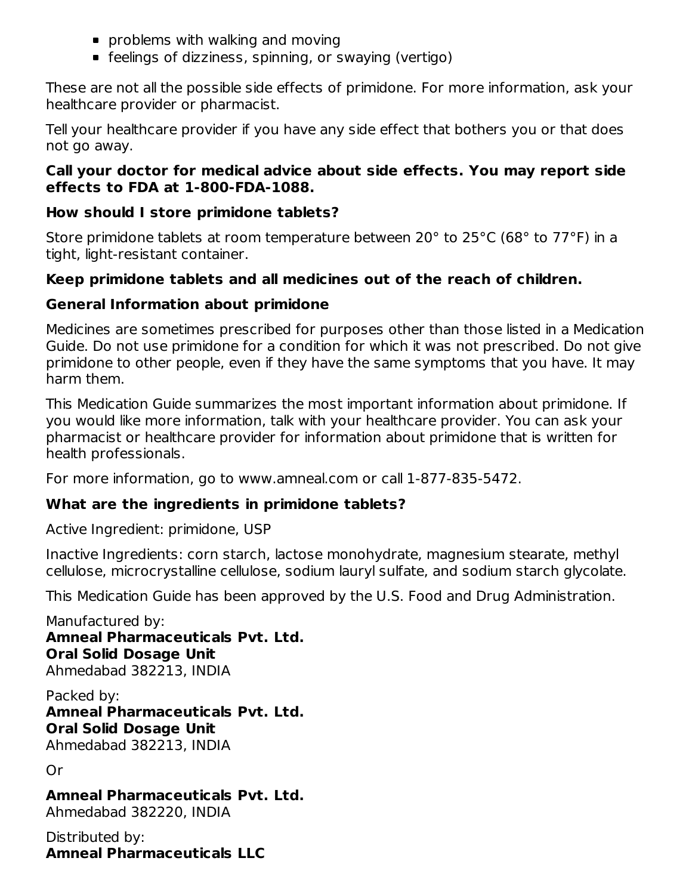- problems with walking and moving
- feelings of dizziness, spinning, or swaying (vertigo)

These are not all the possible side effects of primidone. For more information, ask your healthcare provider or pharmacist.

Tell your healthcare provider if you have any side effect that bothers you or that does not go away.

**Call your doctor for medical advice about side effects. You may report side effects to FDA at 1-800-FDA-1088.**

### How should I store primidone tablets?

Store primidone tablets at room temperature between 20° to 25°C (68° to 77°F) in a tight, light-resistant container.

**Keep primidone tablets and all medicines out of the reach of children.**

### General Information about primidone

Medicines are sometimes prescribed for purposes other than those listed in a Medication Guide. Do not use primidone for a condition for which it was not prescribed. Do not give primidone to other people, even if they have the same symptoms that you have. It may harm them.

This Medication Guide summarizes the most important information about primidone. If you would like more information, talk with your healthcare provider. You can ask your pharmacist or healthcare provider for information about primidone that is written for health professionals.

For more information, go to www.amneal.com or call 1-877-835-5472.

### What are the ingredients in primidone tablets?

Active Ingredient: primidone, USP

Inactive Ingredients: corn starch, lactose monohydrate, magnesium stearate, methyl cellulose, microcrystalline cellulose, sodium lauryl sulfate, and sodium starch glycolate.

This Medication Guide has been approved by the U.S. Food and Drug Administration.

Manufactured by:
**Amneal Pharmaceuticals Pvt. Ltd.**
**Oral Solid Dosage Unit**
Ahmedabad 382213, INDIA

Packed by:
**Amneal Pharmaceuticals Pvt. Ltd.**
**Oral Solid Dosage Unit**
Ahmedabad 382213, INDIA

Or

**Amneal Pharmaceuticals Pvt. Ltd.**
Ahmedabad 382220, INDIA

Distributed by:
**Amneal Pharmaceuticals LLC**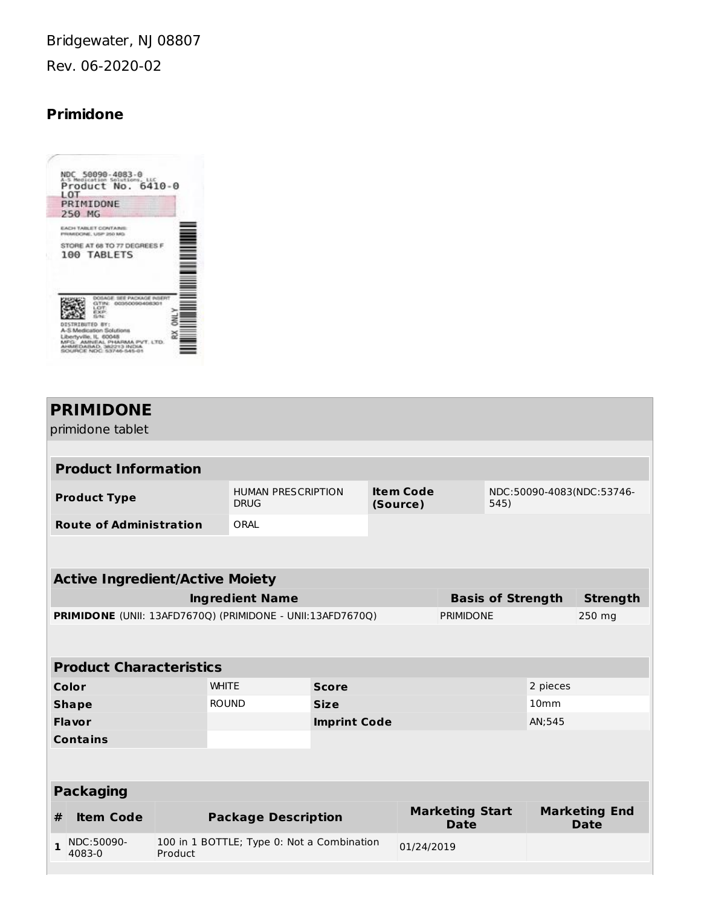Bridgewater, NJ 08807

Rev. 06-2020-02

## Primidone

NDC 50090-4083-0
A-S Medication Solutions, LLC
Product No. 6410-0
LOT
PRIMIDONE
250 MG

EACH TABLET CONTAINS:
PRIMIDONE, USP 250 MG

STORE AT 68 TO 77 DEGREES F
100 TABLETS

DOSAGE: SEE PACKAGE INSERT
GTIN: 00350090408301
LOT:
EXP:
S/N:

DISTRIBUTED BY:
A-S Medication Solutions
Libertyville, IL 60048
MFG: AMNEAL PHARMA PVT. LTD.
AHMEDABAD, 382213 INDIA
SOURCE NDC: 53746-545-01

RX ONLY

## PRIMIDONE

primidone tablet

| **Product Information** | | | |
|---|---|---|---|
| **Product Type** | HUMAN PRESCRIPTION DRUG | **Item Code (Source)** | NDC:50090-4083(NDC:53746-545) |
| **Route of Administration** | ORAL | | |

| **Active Ingredient/Active Moiety** | | |
|---|---|---|
| **Ingredient Name** | **Basis of Strength** | **Strength** |
| **PRIMIDONE** (UNII: 13AFD7670Q) (PRIMIDONE - UNII:13AFD7670Q) | PRIMIDONE | 250 mg |

| **Product Characteristics** | | | |
|---|---|---|---|
| **Color** | WHITE | **Score** | 2 pieces |
| **Shape** | ROUND | **Size** | 10mm |
| **Flavor** | | **Imprint Code** | AN;545 |
| **Contains** | | | |

| **Packaging** | | | | |
|---|---|---|---|---|
| **#** | **Item Code** | **Package Description** | **Marketing Start Date** | **Marketing End Date** |
| **1** | NDC:50090-4083-0 | 100 in 1 BOTTLE; Type 0: Not a Combination Product | 01/24/2019 | |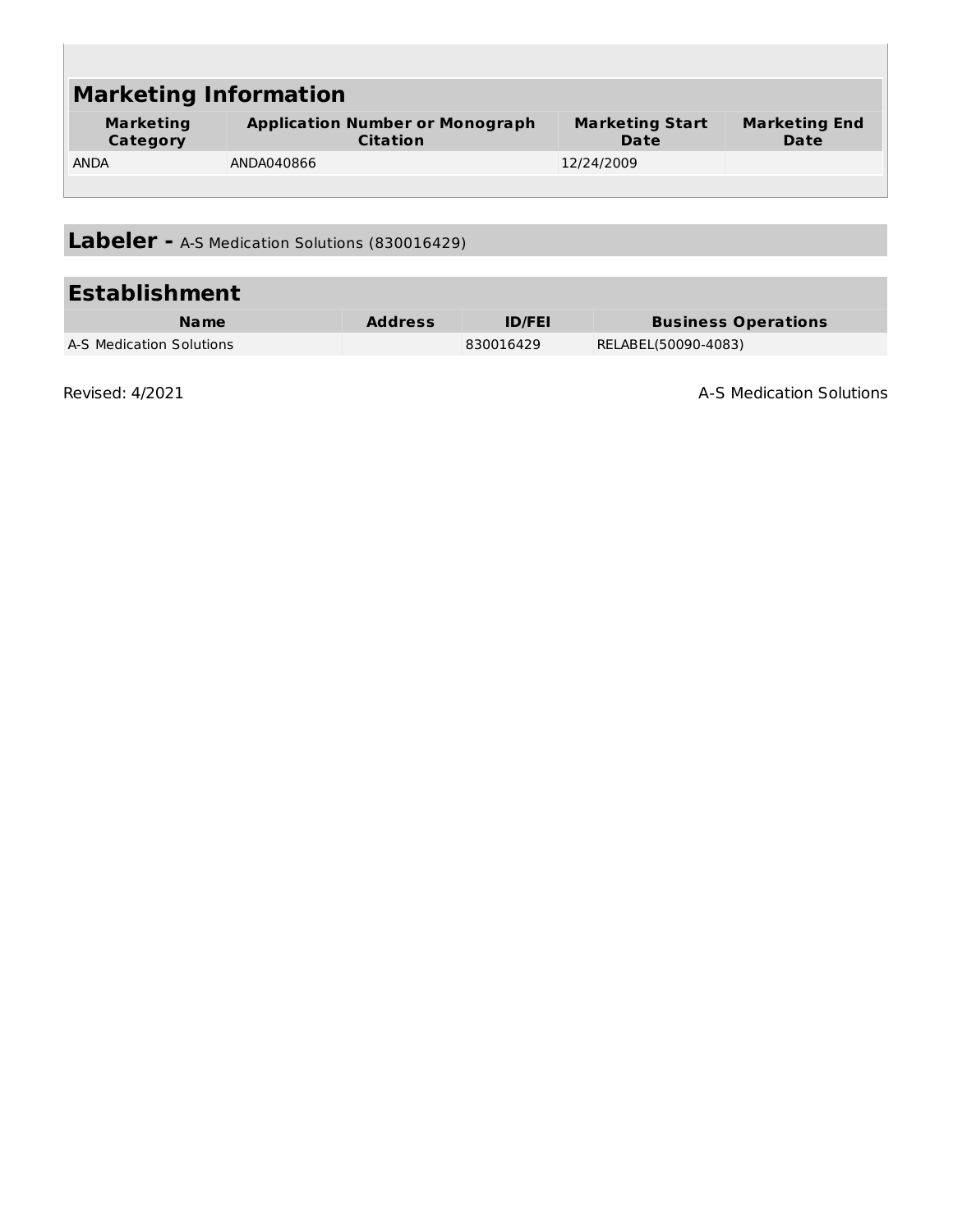## Marketing Information

| Marketing Category | Application Number or Monograph Citation | Marketing Start Date | Marketing End Date |
| --- | --- | --- | --- |
| ANDA | ANDA040866 | 12/24/2009 | |

## Labeler - A-S Medication Solutions (830016429)

## Establishment

| Name | Address | ID/FEI | Business Operations |
| --- | --- | --- | --- |
| A-S Medication Solutions | | 830016429 | RELABEL(50090-4083) |

Revised: 4/2021

A-S Medication Solutions